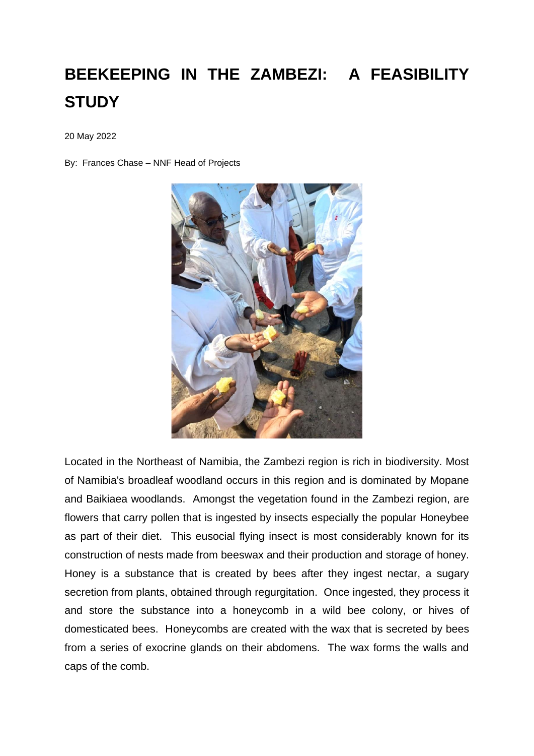# BEEKEEPING IN THE ZAMBEZI: A FEASIBILITY STUDY

20 May 2022

By: Frances Chase – NNF Head of Projects

Located in the Northeast of Namibia, the Zambezi region is rich in biodiversity. Most of Namibia's broadleaf woodland occurs in this region and is dominated by Mopane and Baikiaea woodlands. Amongst the vegetation found in the Zambezi region, are flowers that carry pollen that is ingested by insects especially the popular Honeybee as part of their diet. This eusocial flying insect is most considerably known for its construction of nests made from beeswax and their production and storage of honey. Honey is a substance that is created by bees after they ingest nectar, a sugary secretion from plants, obtained through regurgitation. Once ingested, they process it and store the substance into a honeycomb in a wild bee colony, or hives of domesticated bees. Honeycombs are created with the wax that is secreted by bees from a series of exocrine glands on their abdomens. The wax forms the walls and caps of the comb.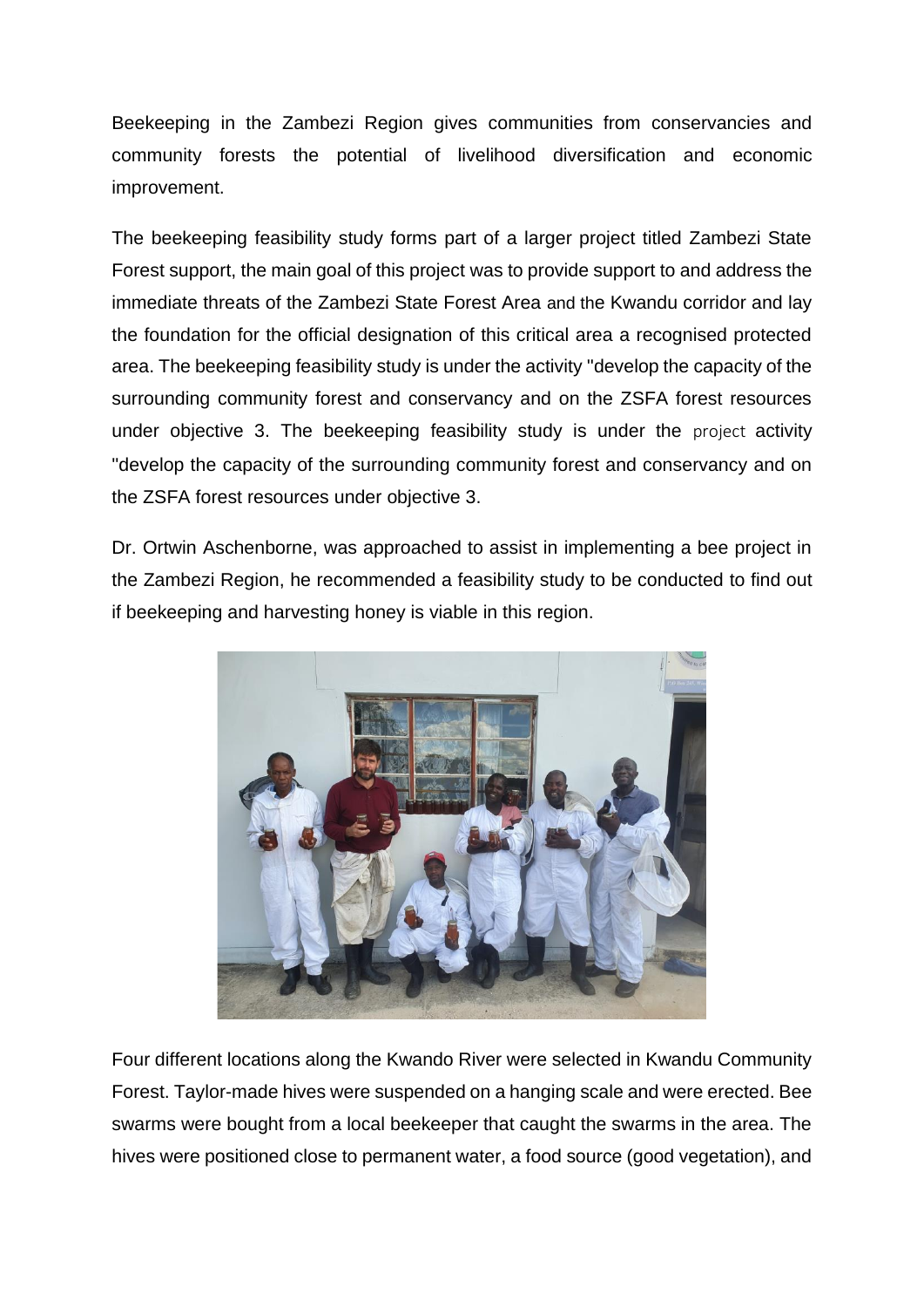Beekeeping in the Zambezi Region gives communities from conservancies and community forests the potential of livelihood diversification and economic improvement.

The beekeeping feasibility study forms part of a larger project titled Zambezi State Forest support, the main goal of this project was to provide support to and address the immediate threats of the Zambezi State Forest Area and the Kwandu corridor and lay the foundation for the official designation of this critical area a recognised protected area. The beekeeping feasibility study is under the activity "develop the capacity of the surrounding community forest and conservancy and on the ZSFA forest resources under objective 3. The beekeeping feasibility study is under the project activity "develop the capacity of the surrounding community forest and conservancy and on the ZSFA forest resources under objective 3.

Dr. Ortwin Aschenborne, was approached to assist in implementing a bee project in the Zambezi Region, he recommended a feasibility study to be conducted to find out if beekeeping and harvesting honey is viable in this region.

Four different locations along the Kwando River were selected in Kwandu Community Forest. Taylor-made hives were suspended on a hanging scale and were erected. Bee swarms were bought from a local beekeeper that caught the swarms in the area. The hives were positioned close to permanent water, a food source (good vegetation), and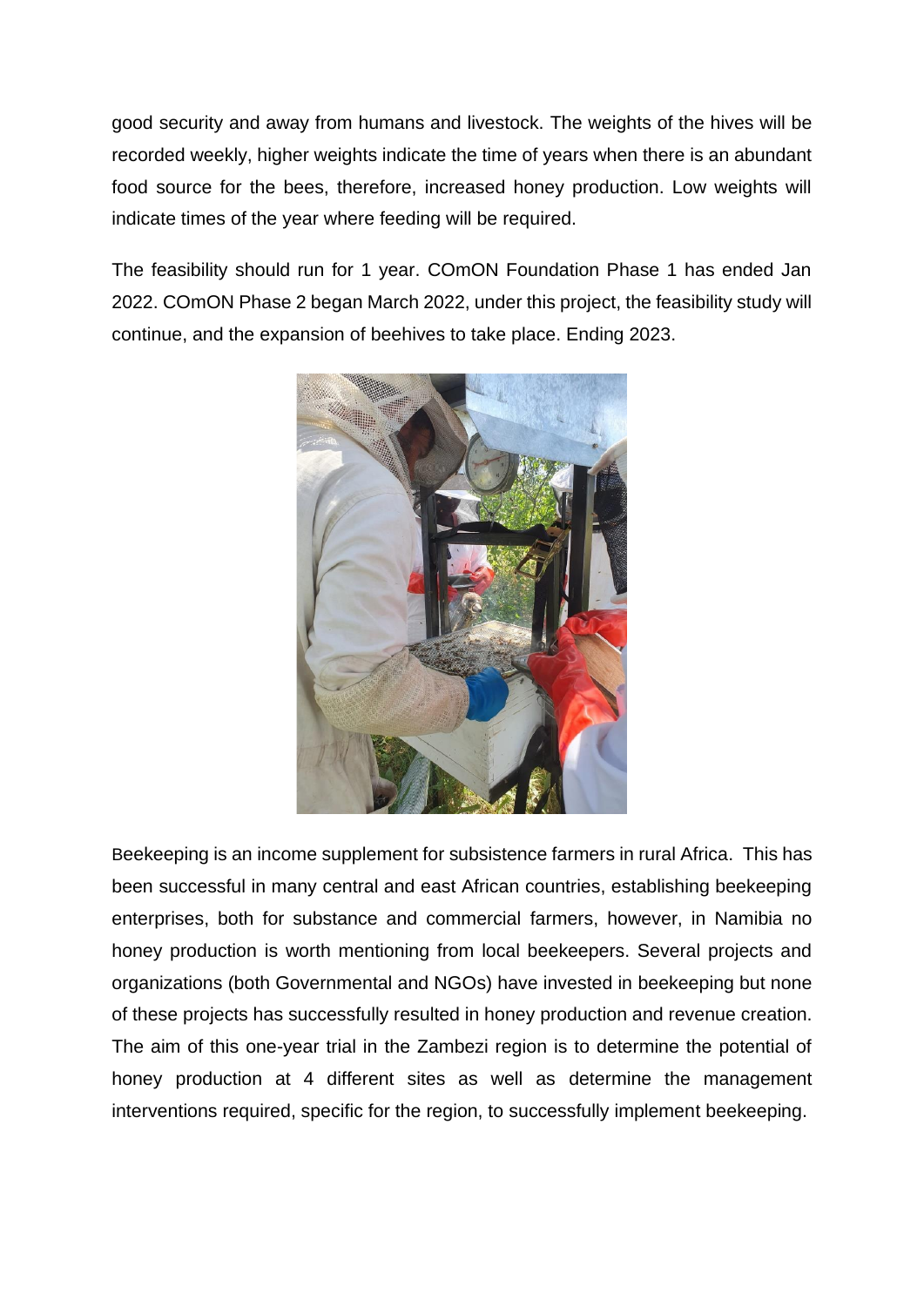good security and away from humans and livestock. The weights of the hives will be recorded weekly, higher weights indicate the time of years when there is an abundant food source for the bees, therefore, increased honey production. Low weights will indicate times of the year where feeding will be required.

The feasibility should run for 1 year. COmON Foundation Phase 1 has ended Jan 2022. COmON Phase 2 began March 2022, under this project, the feasibility study will continue, and the expansion of beehives to take place. Ending 2023.

Beekeeping is an income supplement for subsistence farmers in rural Africa. This has been successful in many central and east African countries, establishing beekeeping enterprises, both for substance and commercial farmers, however, in Namibia no honey production is worth mentioning from local beekeepers. Several projects and organizations (both Governmental and NGOs) have invested in beekeeping but none of these projects has successfully resulted in honey production and revenue creation. The aim of this one-year trial in the Zambezi region is to determine the potential of honey production at 4 different sites as well as determine the management interventions required, specific for the region, to successfully implement beekeeping.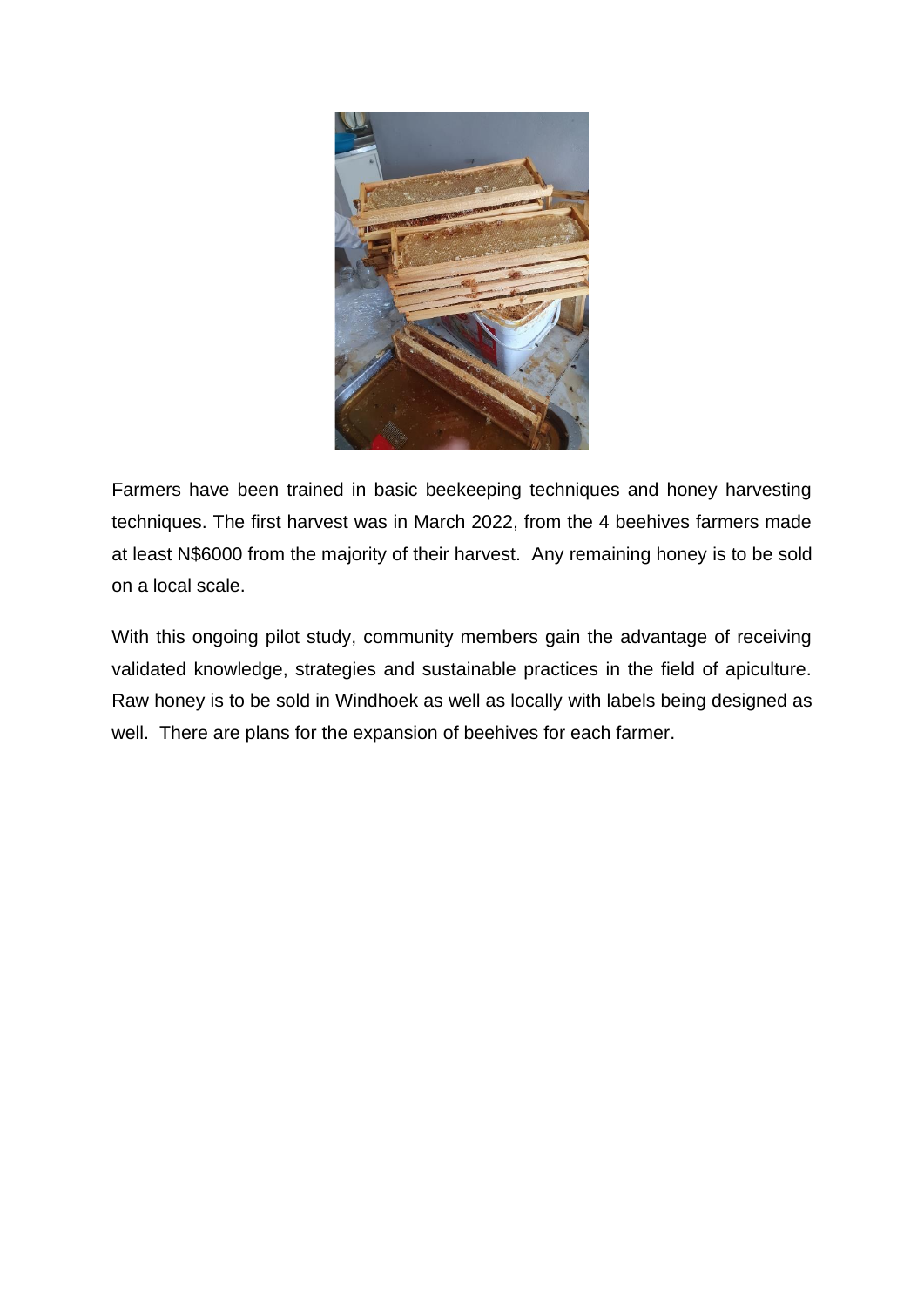Farmers have been trained in basic beekeeping techniques and honey harvesting techniques. The first harvest was in March 2022, from the 4 beehives farmers made at least N$6000 from the majority of their harvest. Any remaining honey is to be sold on a local scale.

With this ongoing pilot study, community members gain the advantage of receiving validated knowledge, strategies and sustainable practices in the field of apiculture. Raw honey is to be sold in Windhoek as well as locally with labels being designed as well. There are plans for the expansion of beehives for each farmer.